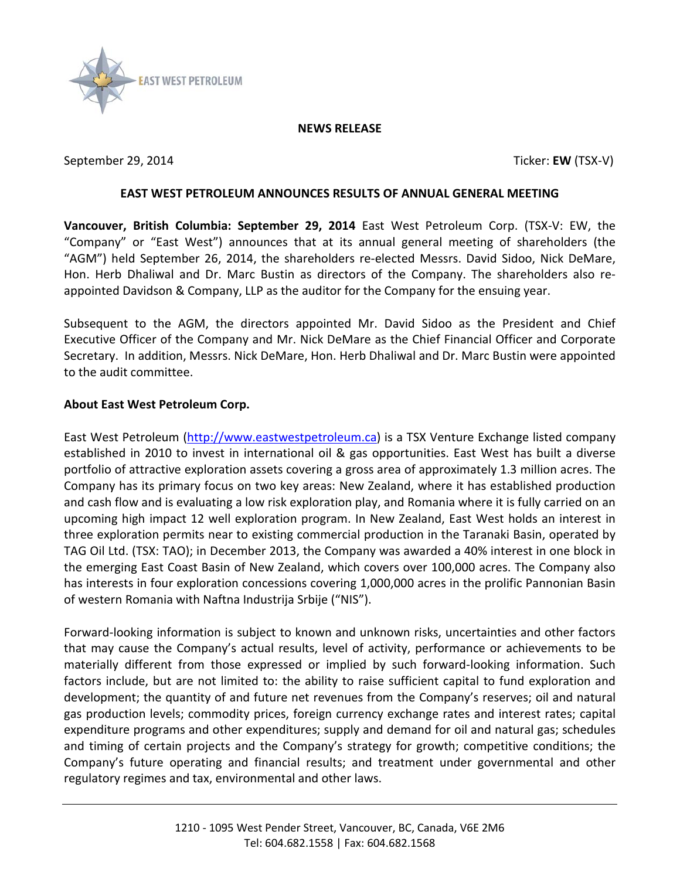EAST WEST PETROLEUM

**NEWS RELEASE**

September 29, 2014 Ticker: **EW** (TSX-V)

## EAST WEST PETROLEUM ANNOUNCES RESULTS OF ANNUAL GENERAL MEETING

**Vancouver, British Columbia: September 29, 2014** East West Petroleum Corp. (TSX-V: EW, the "Company" or "East West") announces that at its annual general meeting of shareholders (the "AGM") held September 26, 2014, the shareholders re-elected Messrs. David Sidoo, Nick DeMare, Hon. Herb Dhaliwal and Dr. Marc Bustin as directors of the Company. The shareholders also re-appointed Davidson & Company, LLP as the auditor for the Company for the ensuing year.

Subsequent to the AGM, the directors appointed Mr. David Sidoo as the President and Chief Executive Officer of the Company and Mr. Nick DeMare as the Chief Financial Officer and Corporate Secretary. In addition, Messrs. Nick DeMare, Hon. Herb Dhaliwal and Dr. Marc Bustin were appointed to the audit committee.

### About East West Petroleum Corp.

East West Petroleum (http://www.eastwestpetroleum.ca) is a TSX Venture Exchange listed company established in 2010 to invest in international oil & gas opportunities. East West has built a diverse portfolio of attractive exploration assets covering a gross area of approximately 1.3 million acres. The Company has its primary focus on two key areas: New Zealand, where it has established production and cash flow and is evaluating a low risk exploration play, and Romania where it is fully carried on an upcoming high impact 12 well exploration program. In New Zealand, East West holds an interest in three exploration permits near to existing commercial production in the Taranaki Basin, operated by TAG Oil Ltd. (TSX: TAO); in December 2013, the Company was awarded a 40% interest in one block in the emerging East Coast Basin of New Zealand, which covers over 100,000 acres. The Company also has interests in four exploration concessions covering 1,000,000 acres in the prolific Pannonian Basin of western Romania with Naftna Industrija Srbije ("NIS").

Forward-looking information is subject to known and unknown risks, uncertainties and other factors that may cause the Company's actual results, level of activity, performance or achievements to be materially different from those expressed or implied by such forward-looking information. Such factors include, but are not limited to: the ability to raise sufficient capital to fund exploration and development; the quantity of and future net revenues from the Company's reserves; oil and natural gas production levels; commodity prices, foreign currency exchange rates and interest rates; capital expenditure programs and other expenditures; supply and demand for oil and natural gas; schedules and timing of certain projects and the Company's strategy for growth; competitive conditions; the Company's future operating and financial results; and treatment under governmental and other regulatory regimes and tax, environmental and other laws.

1210 - 1095 West Pender Street, Vancouver, BC, Canada, V6E 2M6
Tel: 604.682.1558 | Fax: 604.682.1568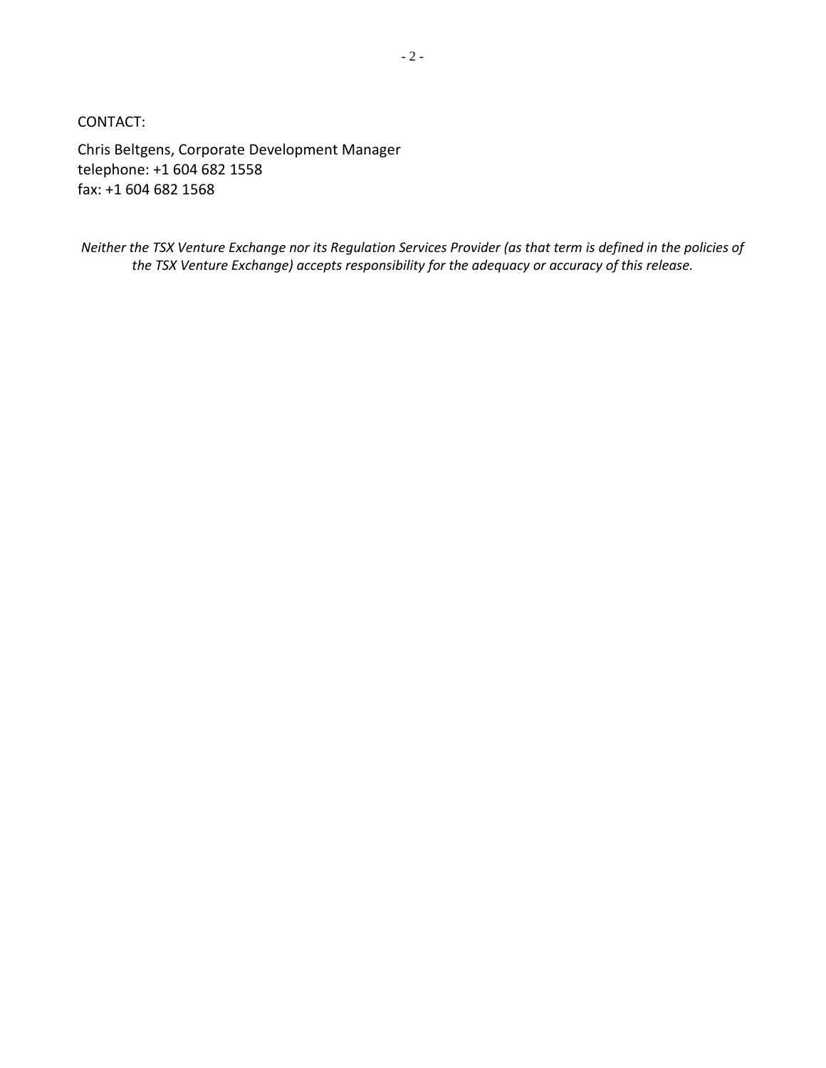CONTACT:

Chris Beltgens, Corporate Development Manager
telephone: +1 604 682 1558
fax: +1 604 682 1568

*Neither the TSX Venture Exchange nor its Regulation Services Provider (as that term is defined in the policies of the TSX Venture Exchange) accepts responsibility for the adequacy or accuracy of this release.*